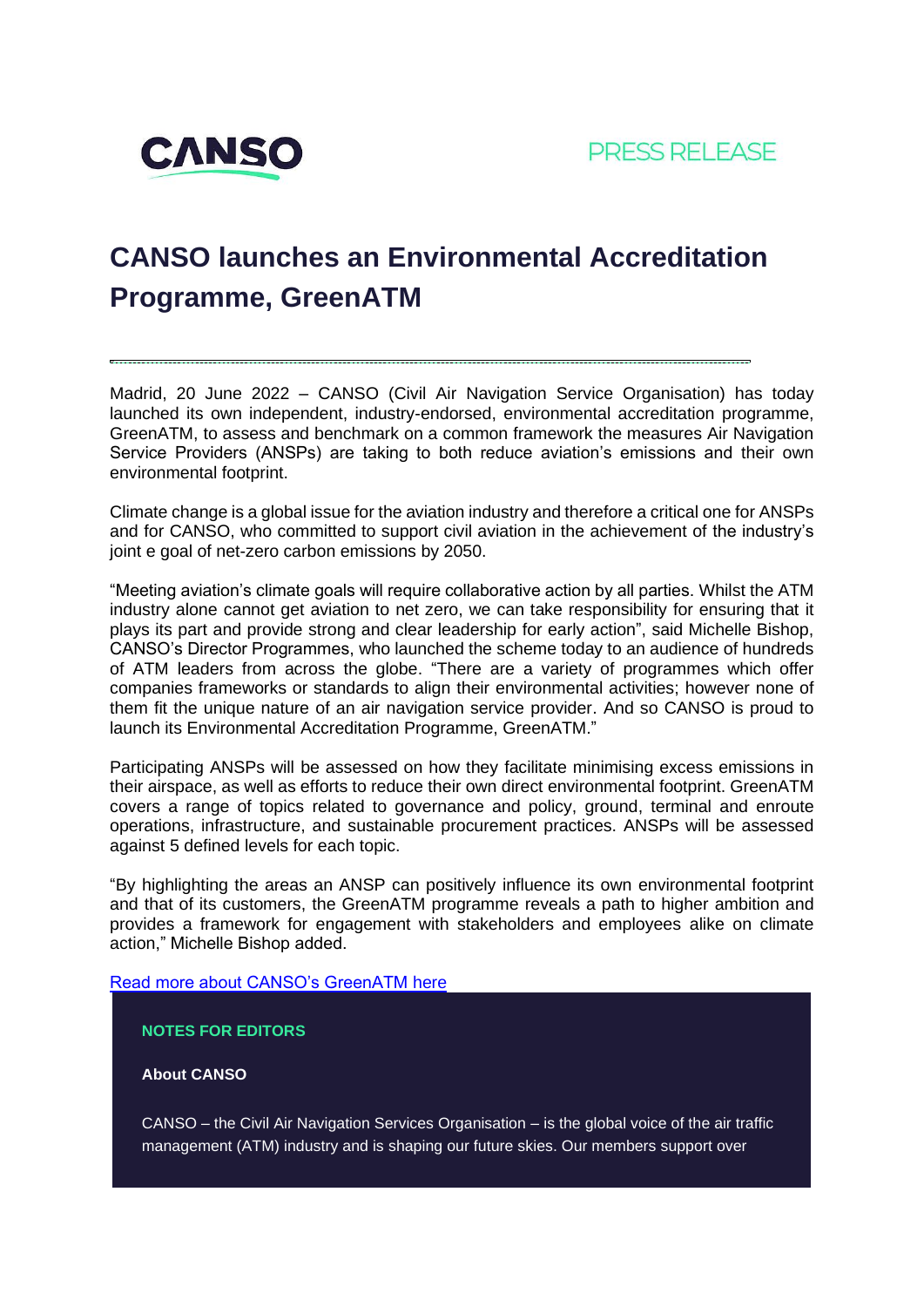CANSO

PRESS RELEASE

# CANSO launches an Environmental Accreditation Programme, GreenATM

Madrid, 20 June 2022 – CANSO (Civil Air Navigation Service Organisation) has today launched its own independent, industry-endorsed, environmental accreditation programme, GreenATM, to assess and benchmark on a common framework the measures Air Navigation Service Providers (ANSPs) are taking to both reduce aviation's emissions and their own environmental footprint.

Climate change is a global issue for the aviation industry and therefore a critical one for ANSPs and for CANSO, who committed to support civil aviation in the achievement of the industry's joint e goal of net-zero carbon emissions by 2050.

"Meeting aviation's climate goals will require collaborative action by all parties. Whilst the ATM industry alone cannot get aviation to net zero, we can take responsibility for ensuring that it plays its part and provide strong and clear leadership for early action", said Michelle Bishop, CANSO's Director Programmes, who launched the scheme today to an audience of hundreds of ATM leaders from across the globe. "There are a variety of programmes which offer companies frameworks or standards to align their environmental activities; however none of them fit the unique nature of an air navigation service provider. And so CANSO is proud to launch its Environmental Accreditation Programme, GreenATM."

Participating ANSPs will be assessed on how they facilitate minimising excess emissions in their airspace, as well as efforts to reduce their own direct environmental footprint. GreenATM covers a range of topics related to governance and policy, ground, terminal and enroute operations, infrastructure, and sustainable procurement practices. ANSPs will be assessed against 5 defined levels for each topic.

"By highlighting the areas an ANSP can positively influence its own environmental footprint and that of its customers, the GreenATM programme reveals a path to higher ambition and provides a framework for engagement with stakeholders and employees alike on climate action," Michelle Bishop added.

Read more about CANSO's GreenATM here

**NOTES FOR EDITORS**

**About CANSO**

CANSO – the Civil Air Navigation Services Organisation – is the global voice of the air traffic management (ATM) industry and is shaping our future skies. Our members support over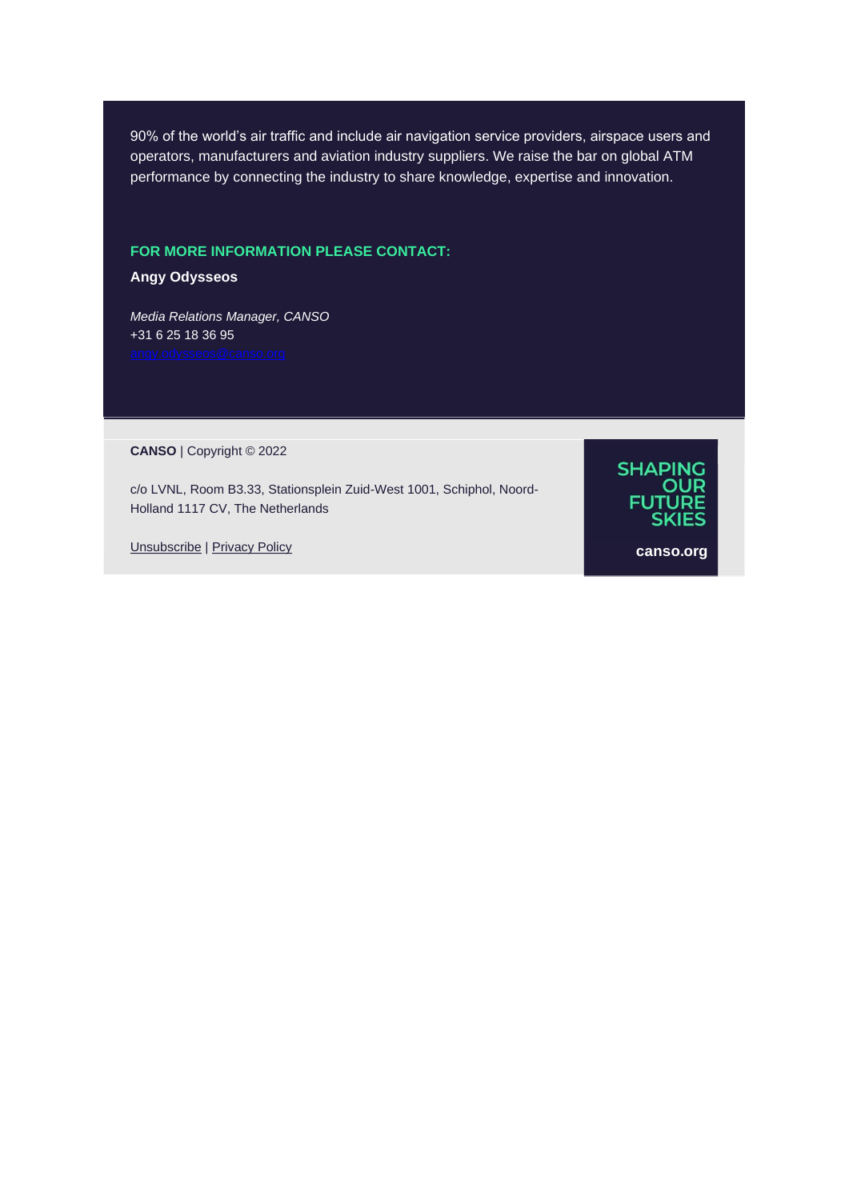90% of the world's air traffic and include air navigation service providers, airspace users and operators, manufacturers and aviation industry suppliers. We raise the bar on global ATM performance by connecting the industry to share knowledge, expertise and innovation.

**FOR MORE INFORMATION PLEASE CONTACT:**

**Angy Odysseos**

*Media Relations Manager, CANSO*
+31 6 25 18 36 95
angy.odysseos@canso.org

**CANSO** | Copyright © 2022

c/o LVNL, Room B3.33, Stationsplein Zuid-West 1001, Schiphol, Noord-Holland 1117 CV, The Netherlands

Unsubscribe | Privacy Policy

SHAPING OUR FUTURE SKIES

**canso.org**